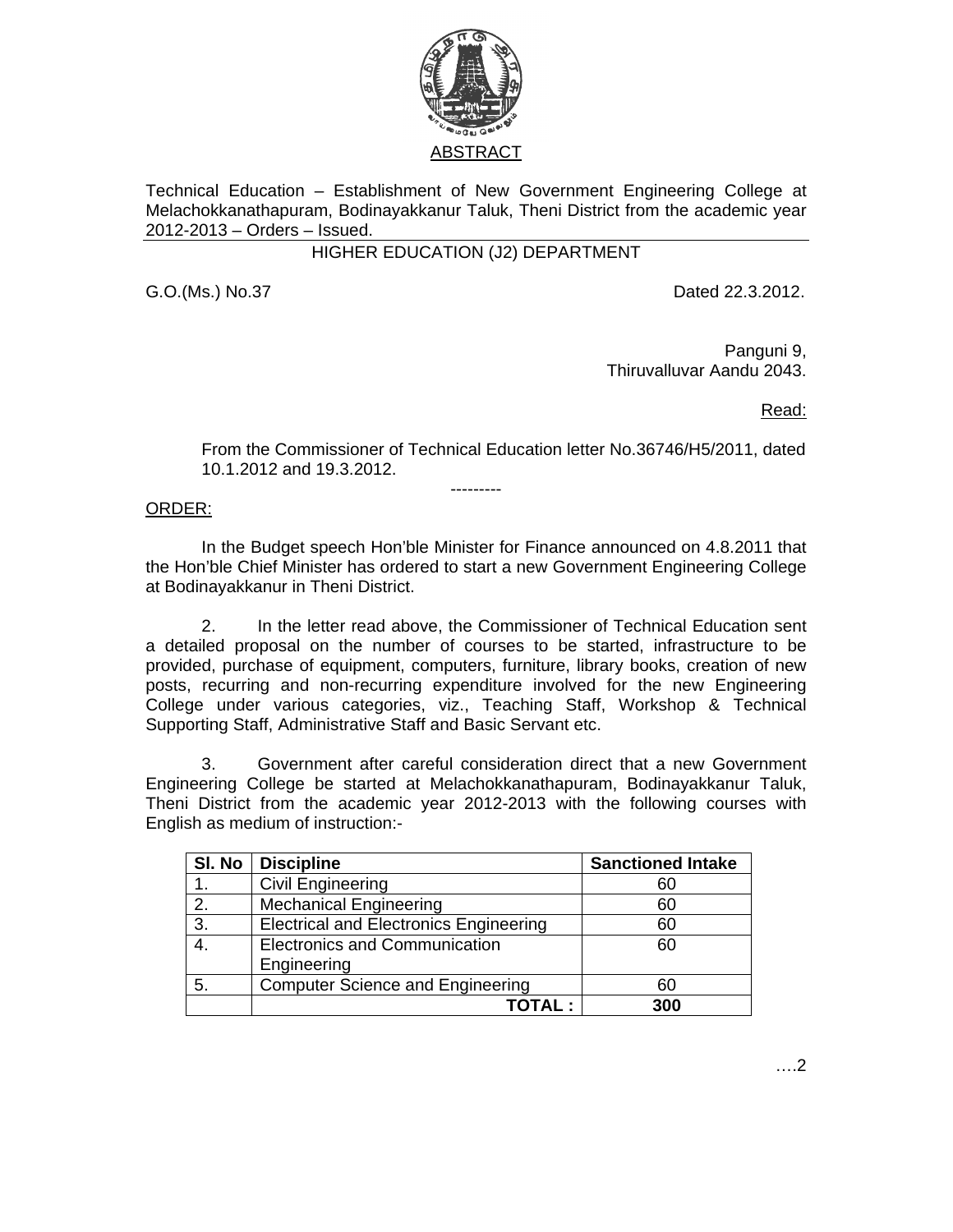## ABSTRACT

Technical Education – Establishment of New Government Engineering College at Melachokkanathapuram, Bodinayakkanur Taluk, Theni District from the academic year 2012-2013 – Orders – Issued.

### HIGHER EDUCATION (J2) DEPARTMENT

G.O.(Ms.) No.37 Dated 22.3.2012.

Panguni 9,
Thiruvalluvar Aandu 2043.

Read:

From the Commissioner of Technical Education letter No.36746/H5/2011, dated 10.1.2012 and 19.3.2012.

---------

ORDER:

In the Budget speech Hon'ble Minister for Finance announced on 4.8.2011 that the Hon'ble Chief Minister has ordered to start a new Government Engineering College at Bodinayakkanur in Theni District.

2. In the letter read above, the Commissioner of Technical Education sent a detailed proposal on the number of courses to be started, infrastructure to be provided, purchase of equipment, computers, furniture, library books, creation of new posts, recurring and non-recurring expenditure involved for the new Engineering College under various categories, viz., Teaching Staff, Workshop & Technical Supporting Staff, Administrative Staff and Basic Servant etc.

3. Government after careful consideration direct that a new Government Engineering College be started at Melachokkanathapuram, Bodinayakkanur Taluk, Theni District from the academic year 2012-2013 with the following courses with English as medium of instruction:-

| Sl. No | Discipline | Sanctioned Intake |
|---|---|---|
| 1. | Civil Engineering | 60 |
| 2. | Mechanical Engineering | 60 |
| 3. | Electrical and Electronics Engineering | 60 |
| 4. | Electronics and Communication Engineering | 60 |
| 5. | Computer Science and Engineering | 60 |
| | **TOTAL :** | **300** |

….2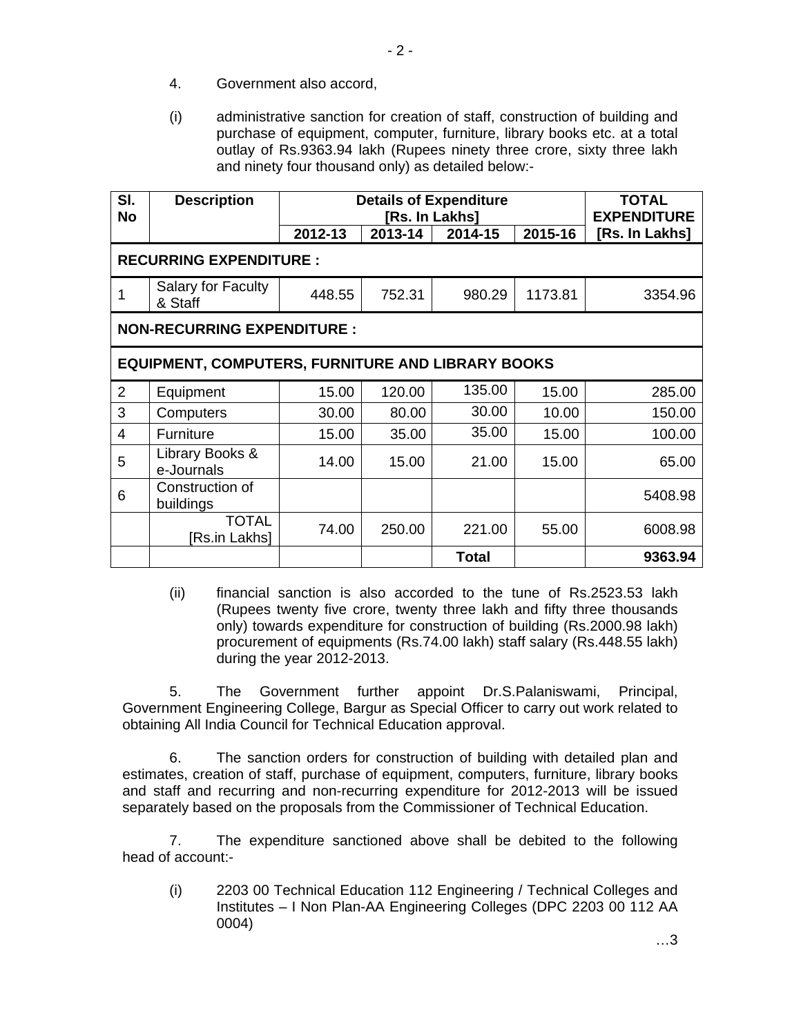4. Government also accord,

(i) administrative sanction for creation of staff, construction of building and purchase of equipment, computer, furniture, library books etc. at a total outlay of Rs.9363.94 lakh (Rupees ninety three crore, sixty three lakh and ninety four thousand only) as detailed below:-

| Sl. No | Description | Details of Expenditure [Rs. In Lakhs] | | | | TOTAL EXPENDITURE [Rs. In Lakhs] |
|---|---|---|---|---|---|---|
| | | 2012-13 | 2013-14 | 2014-15 | 2015-16 | |
| **RECURRING EXPENDITURE :** | | | | | | |
| 1 | Salary for Faculty & Staff | 448.55 | 752.31 | 980.29 | 1173.81 | 3354.96 |
| **NON-RECURRING EXPENDITURE :** | | | | | | |
| **EQUIPMENT, COMPUTERS, FURNITURE AND LIBRARY BOOKS** | | | | | | |
| 2 | Equipment | 15.00 | 120.00 | 135.00 | 15.00 | 285.00 |
| 3 | Computers | 30.00 | 80.00 | 30.00 | 10.00 | 150.00 |
| 4 | Furniture | 15.00 | 35.00 | 35.00 | 15.00 | 100.00 |
| 5 | Library Books & e-Journals | 14.00 | 15.00 | 21.00 | 15.00 | 65.00 |
| 6 | Construction of buildings | | | | | 5408.98 |
| | TOTAL [Rs.in Lakhs] | 74.00 | 250.00 | 221.00 | 55.00 | 6008.98 |
| | | | | **Total** | | **9363.94** |

(ii) financial sanction is also accorded to the tune of Rs.2523.53 lakh (Rupees twenty five crore, twenty three lakh and fifty three thousands only) towards expenditure for construction of building (Rs.2000.98 lakh) procurement of equipments (Rs.74.00 lakh) staff salary (Rs.448.55 lakh) during the year 2012-2013.

5. The Government further appoint Dr.S.Palaniswami, Principal, Government Engineering College, Bargur as Special Officer to carry out work related to obtaining All India Council for Technical Education approval.

6. The sanction orders for construction of building with detailed plan and estimates, creation of staff, purchase of equipment, computers, furniture, library books and staff and recurring and non-recurring expenditure for 2012-2013 will be issued separately based on the proposals from the Commissioner of Technical Education.

7. The expenditure sanctioned above shall be debited to the following head of account:-

(i) 2203 00 Technical Education 112 Engineering / Technical Colleges and Institutes – I Non Plan-AA Engineering Colleges (DPC 2203 00 112 AA 0004)

…3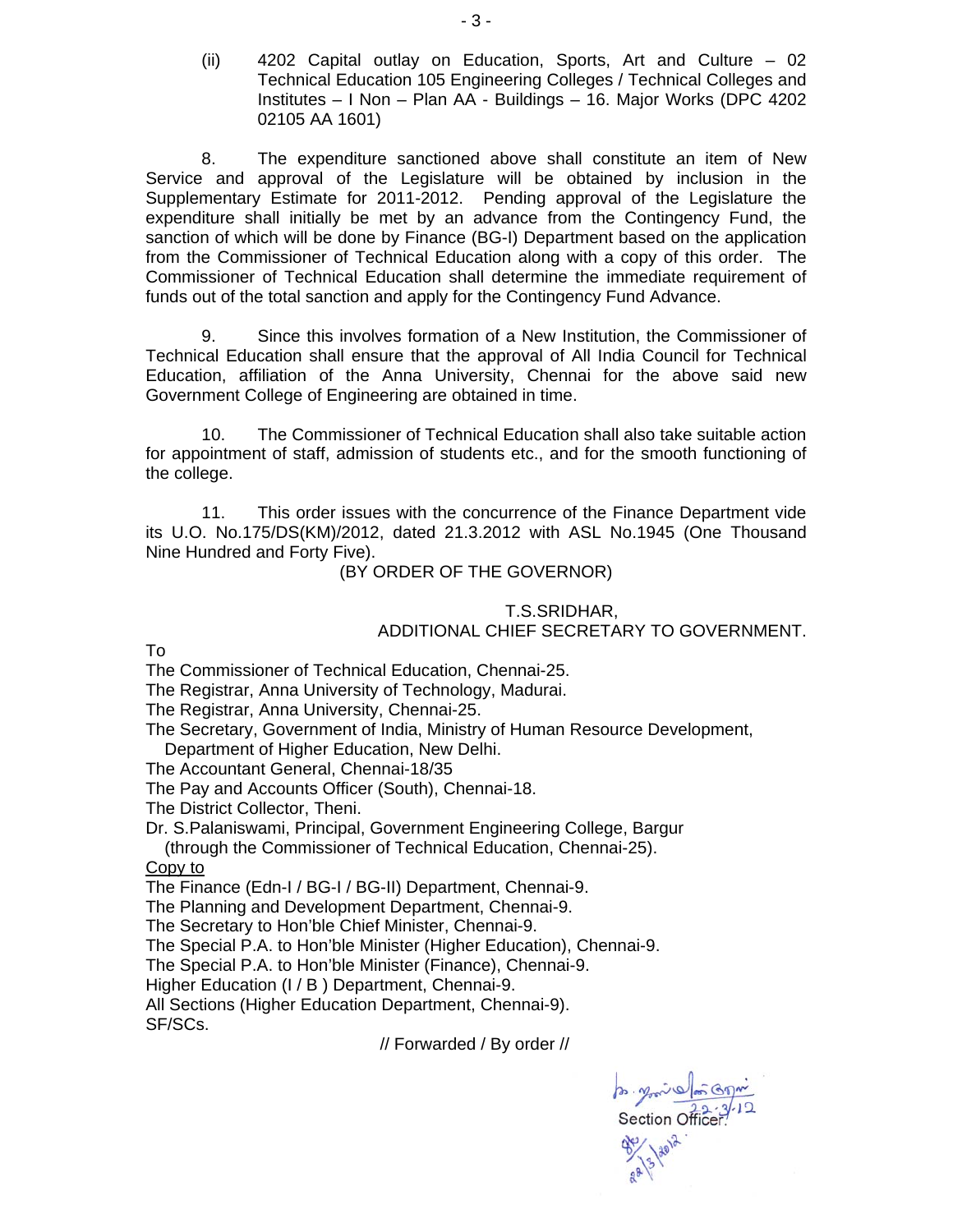(ii) 4202 Capital outlay on Education, Sports, Art and Culture – 02 Technical Education 105 Engineering Colleges / Technical Colleges and Institutes – I Non – Plan AA - Buildings – 16. Major Works (DPC 4202 02105 AA 1601)

8. The expenditure sanctioned above shall constitute an item of New Service and approval of the Legislature will be obtained by inclusion in the Supplementary Estimate for 2011-2012. Pending approval of the Legislature the expenditure shall initially be met by an advance from the Contingency Fund, the sanction of which will be done by Finance (BG-I) Department based on the application from the Commissioner of Technical Education along with a copy of this order. The Commissioner of Technical Education shall determine the immediate requirement of funds out of the total sanction and apply for the Contingency Fund Advance.

9. Since this involves formation of a New Institution, the Commissioner of Technical Education shall ensure that the approval of All India Council for Technical Education, affiliation of the Anna University, Chennai for the above said new Government College of Engineering are obtained in time.

10. The Commissioner of Technical Education shall also take suitable action for appointment of staff, admission of students etc., and for the smooth functioning of the college.

11. This order issues with the concurrence of the Finance Department vide its U.O. No.175/DS(KM)/2012, dated 21.3.2012 with ASL No.1945 (One Thousand Nine Hundred and Forty Five).

(BY ORDER OF THE GOVERNOR)

T.S.SRIDHAR,
ADDITIONAL CHIEF SECRETARY TO GOVERNMENT.

To
The Commissioner of Technical Education, Chennai-25.
The Registrar, Anna University of Technology, Madurai.
The Registrar, Anna University, Chennai-25.
The Secretary, Government of India, Ministry of Human Resource Development, Department of Higher Education, New Delhi.
The Accountant General, Chennai-18/35
The Pay and Accounts Officer (South), Chennai-18.
The District Collector, Theni.
Dr. S.Palaniswami, Principal, Government Engineering College, Bargur (through the Commissioner of Technical Education, Chennai-25).

Copy to
The Finance (Edn-I / BG-I / BG-II) Department, Chennai-9.
The Planning and Development Department, Chennai-9.
The Secretary to Hon'ble Chief Minister, Chennai-9.
The Special P.A. to Hon'ble Minister (Higher Education), Chennai-9.
The Special P.A. to Hon'ble Minister (Finance), Chennai-9.
Higher Education (I / B ) Department, Chennai-9.
All Sections (Higher Education Department, Chennai-9).
SF/SCs.

// Forwarded / By order //

22.3.12
Section Officer.
22/3/2012